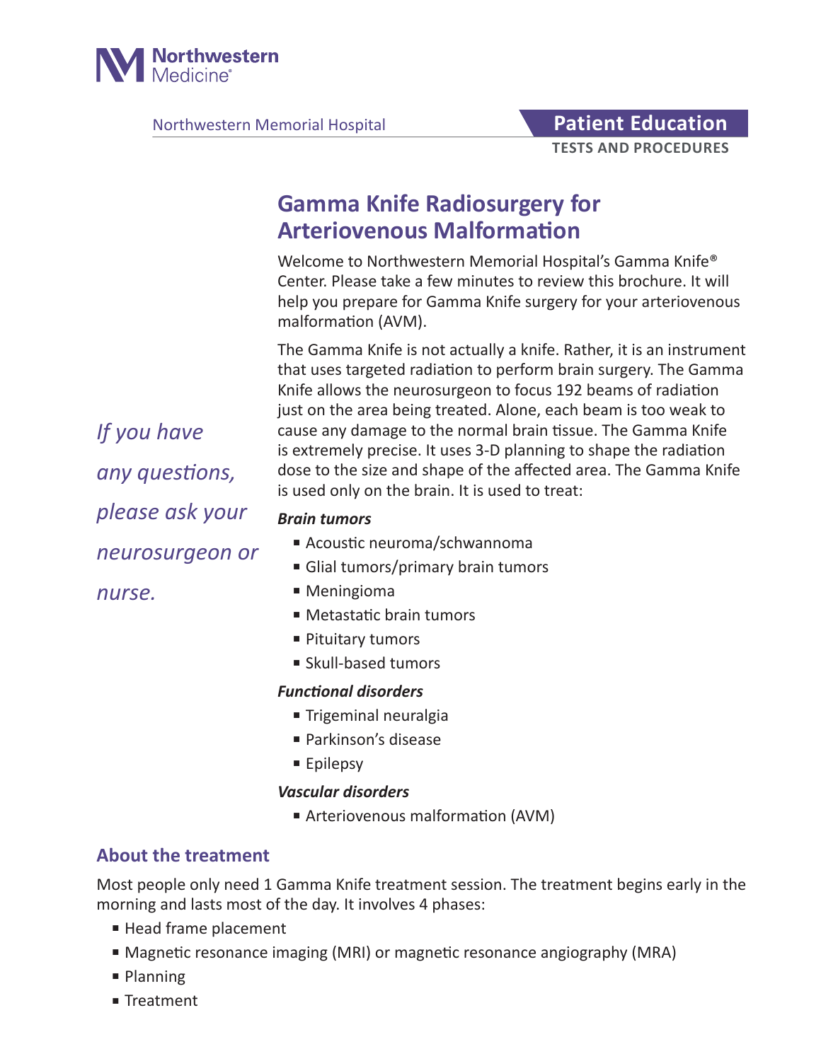Northwestern Medicine

Northwestern Memorial Hospital

**Patient Education**

**TESTS AND PROCEDURES**

# Gamma Knife Radiosurgery for Arteriovenous Malformation

Welcome to Northwestern Memorial Hospital's Gamma Knife® Center. Please take a few minutes to review this brochure. It will help you prepare for Gamma Knife surgery for your arteriovenous malformation (AVM).

The Gamma Knife is not actually a knife. Rather, it is an instrument that uses targeted radiation to perform brain surgery. The Gamma Knife allows the neurosurgeon to focus 192 beams of radiation just on the area being treated. Alone, each beam is too weak to cause any damage to the normal brain tissue. The Gamma Knife is extremely precise. It uses 3-D planning to shape the radiation dose to the size and shape of the affected area. The Gamma Knife is used only on the brain. It is used to treat:

*If you have any questions, please ask your neurosurgeon or nurse.*

***Brain tumors***

- Acoustic neuroma/schwannoma
- Glial tumors/primary brain tumors
- Meningioma
- Metastatic brain tumors
- Pituitary tumors
- Skull-based tumors

***Functional disorders***

- Trigeminal neuralgia
- Parkinson's disease
- Epilepsy

***Vascular disorders***

- Arteriovenous malformation (AVM)

## About the treatment

Most people only need 1 Gamma Knife treatment session. The treatment begins early in the morning and lasts most of the day. It involves 4 phases:

- Head frame placement
- Magnetic resonance imaging (MRI) or magnetic resonance angiography (MRA)
- Planning
- Treatment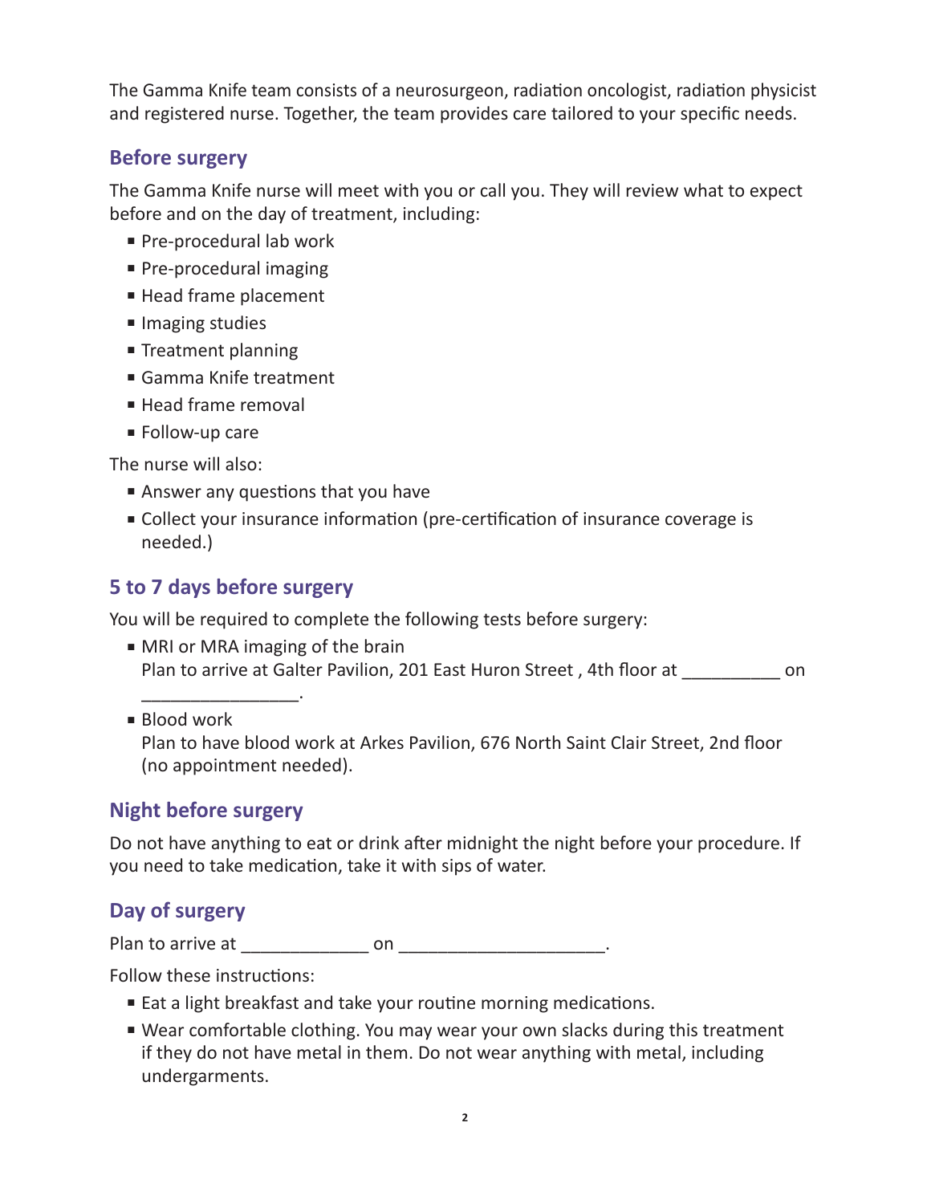The Gamma Knife team consists of a neurosurgeon, radiation oncologist, radiation physicist and registered nurse. Together, the team provides care tailored to your specific needs.

## Before surgery

The Gamma Knife nurse will meet with you or call you. They will review what to expect before and on the day of treatment, including:

- Pre-procedural lab work
- Pre-procedural imaging
- Head frame placement
- Imaging studies
- Treatment planning
- Gamma Knife treatment
- Head frame removal
- Follow-up care

The nurse will also:

- Answer any questions that you have
- Collect your insurance information (pre-certification of insurance coverage is needed.)

## 5 to 7 days before surgery

You will be required to complete the following tests before surgery:

- MRI or MRA imaging of the brain
  Plan to arrive at Galter Pavilion, 201 East Huron Street , 4th floor at __________ on ________________.
- Blood work
  Plan to have blood work at Arkes Pavilion, 676 North Saint Clair Street, 2nd floor (no appointment needed).

## Night before surgery

Do not have anything to eat or drink after midnight the night before your procedure. If you need to take medication, take it with sips of water.

## Day of surgery

Plan to arrive at _____________ on _____________________.

Follow these instructions:

- Eat a light breakfast and take your routine morning medications.
- Wear comfortable clothing. You may wear your own slacks during this treatment if they do not have metal in them. Do not wear anything with metal, including undergarments.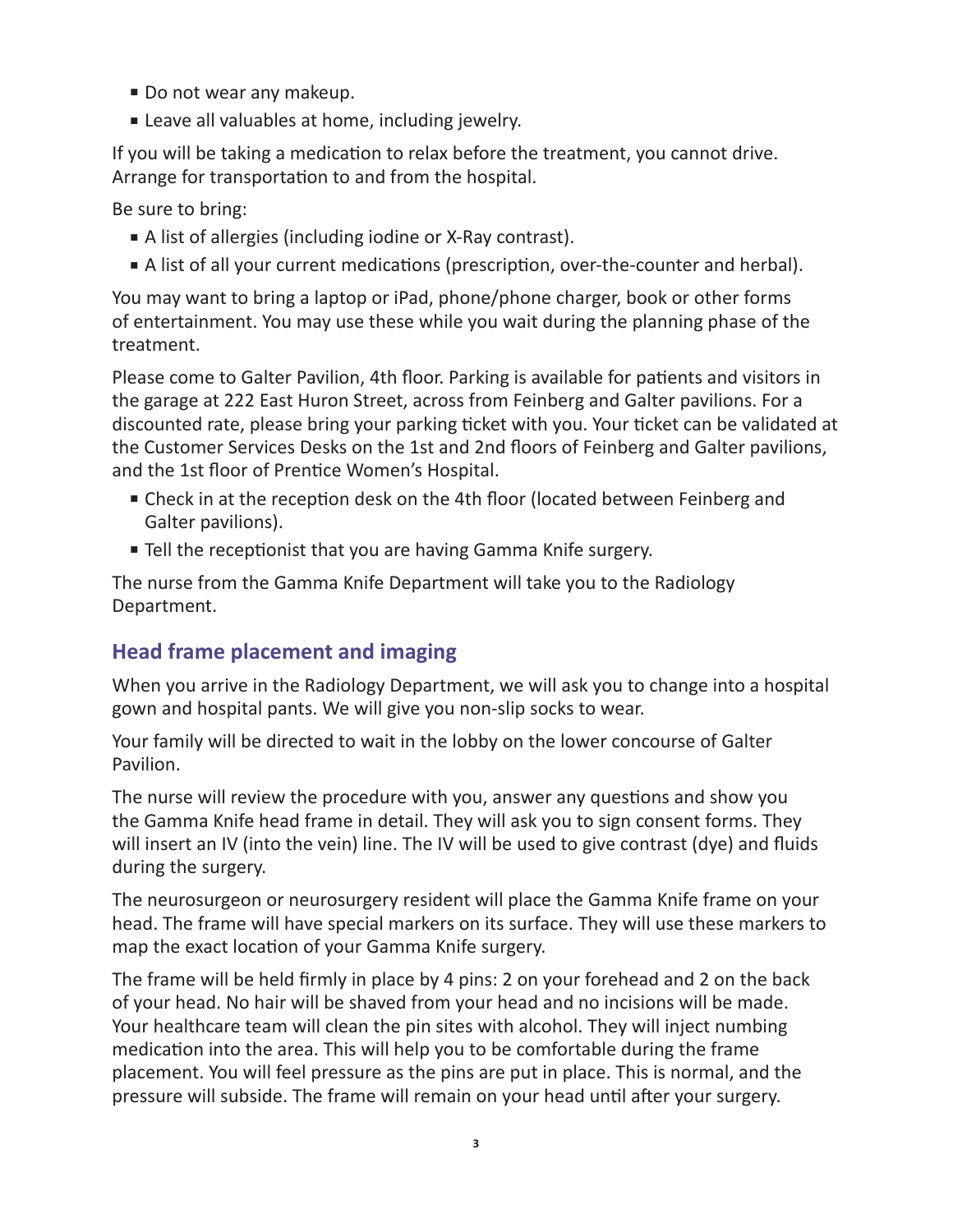- Do not wear any makeup.
- Leave all valuables at home, including jewelry.

If you will be taking a medication to relax before the treatment, you cannot drive. Arrange for transportation to and from the hospital.

Be sure to bring:

- A list of allergies (including iodine or X-Ray contrast).
- A list of all your current medications (prescription, over-the-counter and herbal).

You may want to bring a laptop or iPad, phone/phone charger, book or other forms of entertainment. You may use these while you wait during the planning phase of the treatment.

Please come to Galter Pavilion, 4th floor. Parking is available for patients and visitors in the garage at 222 East Huron Street, across from Feinberg and Galter pavilions. For a discounted rate, please bring your parking ticket with you. Your ticket can be validated at the Customer Services Desks on the 1st and 2nd floors of Feinberg and Galter pavilions, and the 1st floor of Prentice Women's Hospital.

- Check in at the reception desk on the 4th floor (located between Feinberg and Galter pavilions).
- Tell the receptionist that you are having Gamma Knife surgery.

The nurse from the Gamma Knife Department will take you to the Radiology Department.

## Head frame placement and imaging

When you arrive in the Radiology Department, we will ask you to change into a hospital gown and hospital pants. We will give you non-slip socks to wear.

Your family will be directed to wait in the lobby on the lower concourse of Galter Pavilion.

The nurse will review the procedure with you, answer any questions and show you the Gamma Knife head frame in detail. They will ask you to sign consent forms. They will insert an IV (into the vein) line. The IV will be used to give contrast (dye) and fluids during the surgery.

The neurosurgeon or neurosurgery resident will place the Gamma Knife frame on your head. The frame will have special markers on its surface. They will use these markers to map the exact location of your Gamma Knife surgery.

The frame will be held firmly in place by 4 pins: 2 on your forehead and 2 on the back of your head. No hair will be shaved from your head and no incisions will be made. Your healthcare team will clean the pin sites with alcohol. They will inject numbing medication into the area. This will help you to be comfortable during the frame placement. You will feel pressure as the pins are put in place. This is normal, and the pressure will subside. The frame will remain on your head until after your surgery.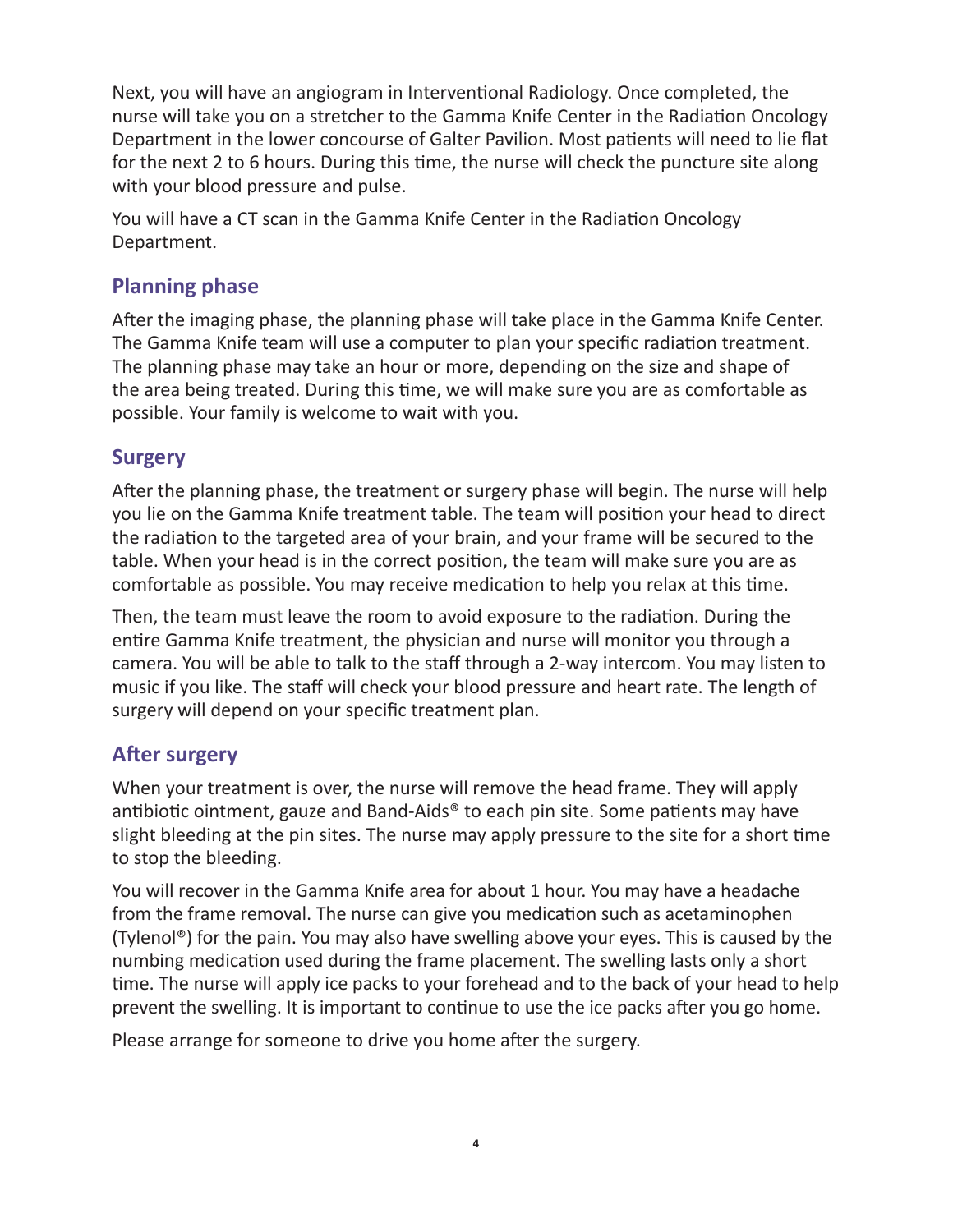Next, you will have an angiogram in Interventional Radiology. Once completed, the nurse will take you on a stretcher to the Gamma Knife Center in the Radiation Oncology Department in the lower concourse of Galter Pavilion. Most patients will need to lie flat for the next 2 to 6 hours. During this time, the nurse will check the puncture site along with your blood pressure and pulse.

You will have a CT scan in the Gamma Knife Center in the Radiation Oncology Department.

## Planning phase

After the imaging phase, the planning phase will take place in the Gamma Knife Center. The Gamma Knife team will use a computer to plan your specific radiation treatment. The planning phase may take an hour or more, depending on the size and shape of the area being treated. During this time, we will make sure you are as comfortable as possible. Your family is welcome to wait with you.

## Surgery

After the planning phase, the treatment or surgery phase will begin. The nurse will help you lie on the Gamma Knife treatment table. The team will position your head to direct the radiation to the targeted area of your brain, and your frame will be secured to the table. When your head is in the correct position, the team will make sure you are as comfortable as possible. You may receive medication to help you relax at this time.

Then, the team must leave the room to avoid exposure to the radiation. During the entire Gamma Knife treatment, the physician and nurse will monitor you through a camera. You will be able to talk to the staff through a 2-way intercom. You may listen to music if you like. The staff will check your blood pressure and heart rate. The length of surgery will depend on your specific treatment plan.

## After surgery

When your treatment is over, the nurse will remove the head frame. They will apply antibiotic ointment, gauze and Band-Aids® to each pin site. Some patients may have slight bleeding at the pin sites. The nurse may apply pressure to the site for a short time to stop the bleeding.

You will recover in the Gamma Knife area for about 1 hour. You may have a headache from the frame removal. The nurse can give you medication such as acetaminophen (Tylenol®) for the pain. You may also have swelling above your eyes. This is caused by the numbing medication used during the frame placement. The swelling lasts only a short time. The nurse will apply ice packs to your forehead and to the back of your head to help prevent the swelling. It is important to continue to use the ice packs after you go home.

Please arrange for someone to drive you home after the surgery.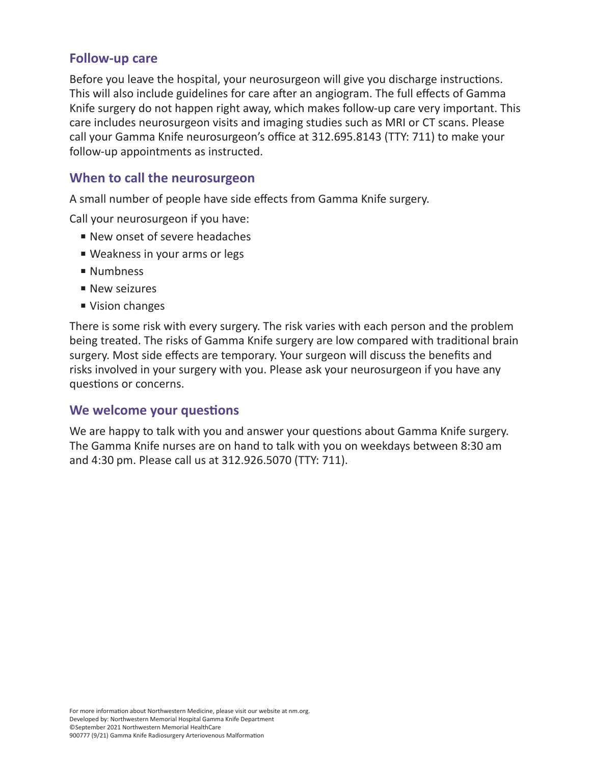## Follow-up care

Before you leave the hospital, your neurosurgeon will give you discharge instructions. This will also include guidelines for care after an angiogram. The full effects of Gamma Knife surgery do not happen right away, which makes follow-up care very important. This care includes neurosurgeon visits and imaging studies such as MRI or CT scans. Please call your Gamma Knife neurosurgeon's office at 312.695.8143 (TTY: 711) to make your follow-up appointments as instructed.

## When to call the neurosurgeon

A small number of people have side effects from Gamma Knife surgery.

Call your neurosurgeon if you have:

- New onset of severe headaches
- Weakness in your arms or legs
- Numbness
- New seizures
- Vision changes

There is some risk with every surgery. The risk varies with each person and the problem being treated. The risks of Gamma Knife surgery are low compared with traditional brain surgery. Most side effects are temporary. Your surgeon will discuss the benefits and risks involved in your surgery with you. Please ask your neurosurgeon if you have any questions or concerns.

## We welcome your questions

We are happy to talk with you and answer your questions about Gamma Knife surgery. The Gamma Knife nurses are on hand to talk with you on weekdays between 8:30 am and 4:30 pm. Please call us at 312.926.5070 (TTY: 711).

For more information about Northwestern Medicine, please visit our website at nm.org.
Developed by: Northwestern Memorial Hospital Gamma Knife Department
©September 2021 Northwestern Memorial HealthCare
900777 (9/21) Gamma Knife Radiosurgery Arteriovenous Malformation